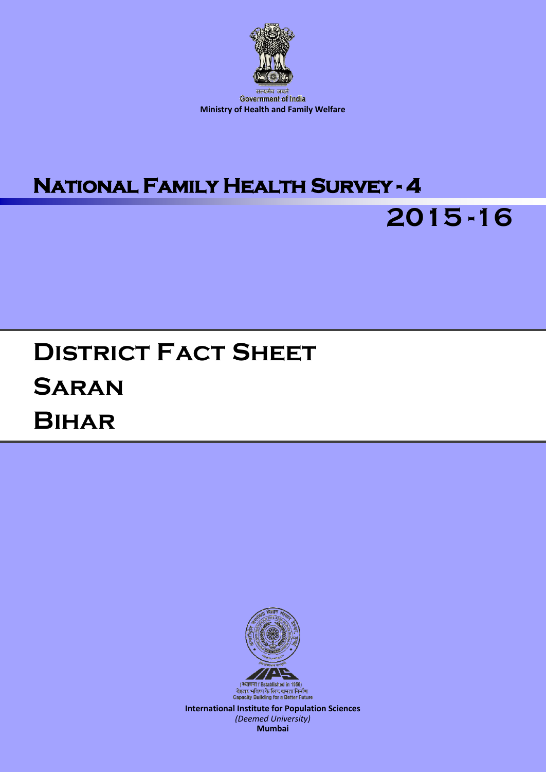सत्यमेव जयते
Government of India
**Ministry of Health and Family Welfare**

# National Family Health Survey - 4

# 2015-16

# District Fact Sheet

# Saran

# Bihar

(स्थापना / Established in 1956)
बेहतर भविष्य के लिए क्षमता निर्माण
Capacity Building for a Better Future

**International Institute for Population Sciences**
*(Deemed University)*
**Mumbai**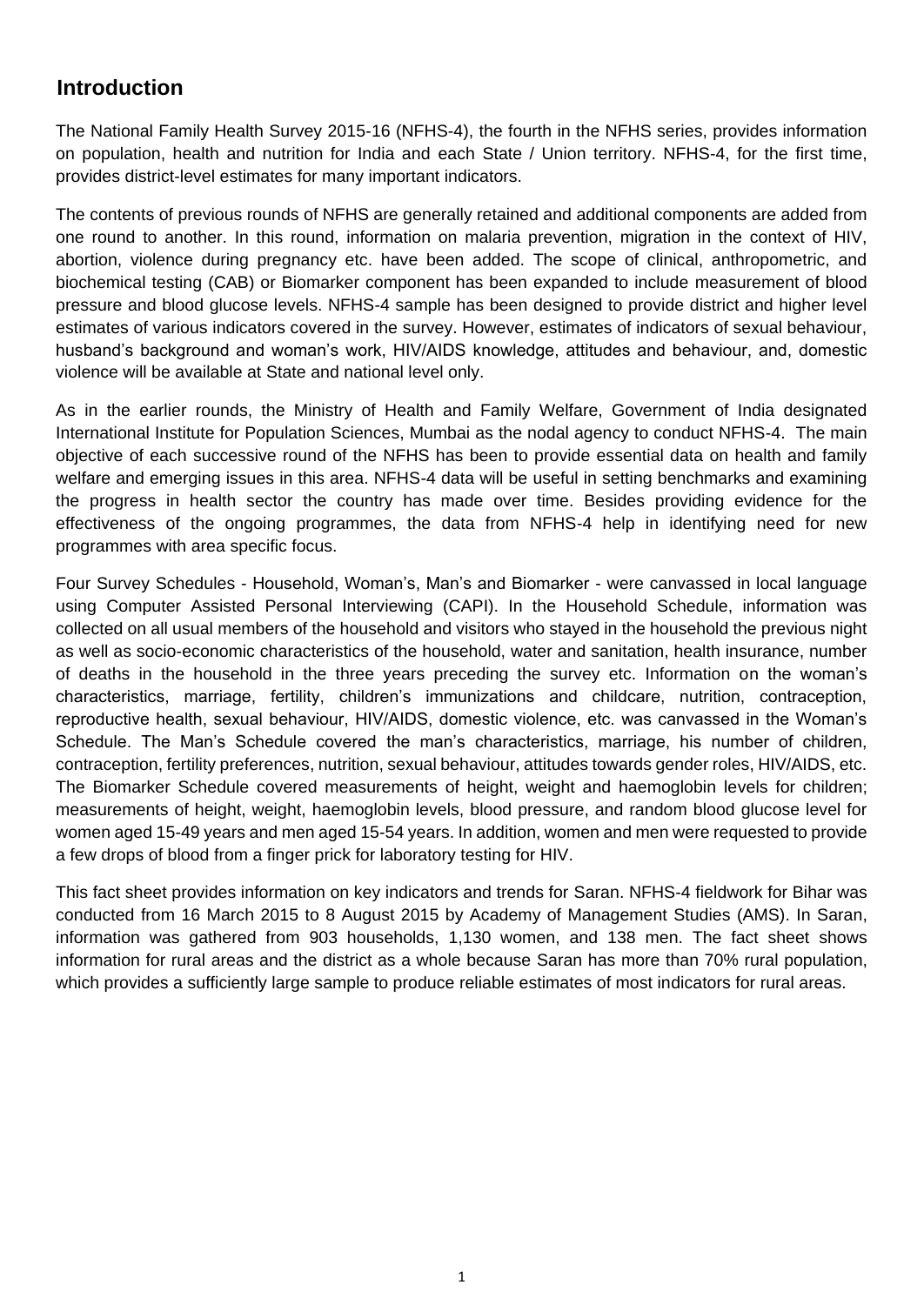## Introduction

The National Family Health Survey 2015-16 (NFHS-4), the fourth in the NFHS series, provides information on population, health and nutrition for India and each State / Union territory. NFHS-4, for the first time, provides district-level estimates for many important indicators.

The contents of previous rounds of NFHS are generally retained and additional components are added from one round to another. In this round, information on malaria prevention, migration in the context of HIV, abortion, violence during pregnancy etc. have been added. The scope of clinical, anthropometric, and biochemical testing (CAB) or Biomarker component has been expanded to include measurement of blood pressure and blood glucose levels. NFHS-4 sample has been designed to provide district and higher level estimates of various indicators covered in the survey. However, estimates of indicators of sexual behaviour, husband's background and woman's work, HIV/AIDS knowledge, attitudes and behaviour, and, domestic violence will be available at State and national level only.

As in the earlier rounds, the Ministry of Health and Family Welfare, Government of India designated International Institute for Population Sciences, Mumbai as the nodal agency to conduct NFHS-4. The main objective of each successive round of the NFHS has been to provide essential data on health and family welfare and emerging issues in this area. NFHS-4 data will be useful in setting benchmarks and examining the progress in health sector the country has made over time. Besides providing evidence for the effectiveness of the ongoing programmes, the data from NFHS-4 help in identifying need for new programmes with area specific focus.

Four Survey Schedules - Household, Woman's, Man's and Biomarker - were canvassed in local language using Computer Assisted Personal Interviewing (CAPI). In the Household Schedule, information was collected on all usual members of the household and visitors who stayed in the household the previous night as well as socio-economic characteristics of the household, water and sanitation, health insurance, number of deaths in the household in the three years preceding the survey etc. Information on the woman's characteristics, marriage, fertility, children's immunizations and childcare, nutrition, contraception, reproductive health, sexual behaviour, HIV/AIDS, domestic violence, etc. was canvassed in the Woman's Schedule. The Man's Schedule covered the man's characteristics, marriage, his number of children, contraception, fertility preferences, nutrition, sexual behaviour, attitudes towards gender roles, HIV/AIDS, etc. The Biomarker Schedule covered measurements of height, weight and haemoglobin levels for children; measurements of height, weight, haemoglobin levels, blood pressure, and random blood glucose level for women aged 15-49 years and men aged 15-54 years. In addition, women and men were requested to provide a few drops of blood from a finger prick for laboratory testing for HIV.

This fact sheet provides information on key indicators and trends for Saran. NFHS-4 fieldwork for Bihar was conducted from 16 March 2015 to 8 August 2015 by Academy of Management Studies (AMS). In Saran, information was gathered from 903 households, 1,130 women, and 138 men. The fact sheet shows information for rural areas and the district as a whole because Saran has more than 70% rural population, which provides a sufficiently large sample to produce reliable estimates of most indicators for rural areas.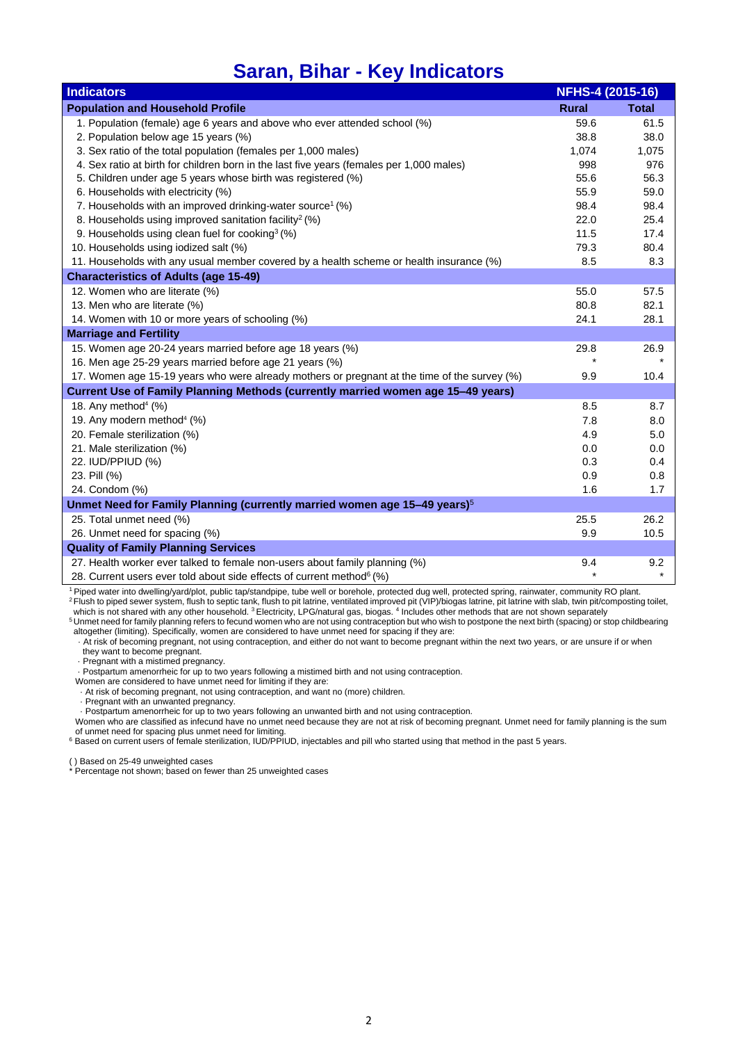# Saran, Bihar - Key Indicators

| Indicators | NFHS-4 (2015-16) | |
|---|---|---|
| **Population and Household Profile** | **Rural** | **Total** |
| 1. Population (female) age 6 years and above who ever attended school (%) | 59.6 | 61.5 |
| 2. Population below age 15 years (%) | 38.8 | 38.0 |
| 3. Sex ratio of the total population (females per 1,000 males) | 1,074 | 1,075 |
| 4. Sex ratio at birth for children born in the last five years (females per 1,000 males) | 998 | 976 |
| 5. Children under age 5 years whose birth was registered (%) | 55.6 | 56.3 |
| 6. Households with electricity (%) | 55.9 | 59.0 |
| 7. Households with an improved drinking-water source[1] (%) | 98.4 | 98.4 |
| 8. Households using improved sanitation facility[2] (%) | 22.0 | 25.4 |
| 9. Households using clean fuel for cooking[3] (%) | 11.5 | 17.4 |
| 10. Households using iodized salt (%) | 79.3 | 80.4 |
| 11. Households with any usual member covered by a health scheme or health insurance (%) | 8.5 | 8.3 |
| **Characteristics of Adults (age 15-49)** | | |
| 12. Women who are literate (%) | 55.0 | 57.5 |
| 13. Men who are literate (%) | 80.8 | 82.1 |
| 14. Women with 10 or more years of schooling (%) | 24.1 | 28.1 |
| **Marriage and Fertility** | | |
| 15. Women age 20-24 years married before age 18 years (%) | 29.8 | 26.9 |
| 16. Men age 25-29 years married before age 21 years (%) | * | * |
| 17. Women age 15-19 years who were already mothers or pregnant at the time of the survey (%) | 9.9 | 10.4 |
| **Current Use of Family Planning Methods (currently married women age 15–49 years)** | | |
| 18. Any method[4] (%) | 8.5 | 8.7 |
| 19. Any modern method[4] (%) | 7.8 | 8.0 |
| 20. Female sterilization (%) | 4.9 | 5.0 |
| 21. Male sterilization (%) | 0.0 | 0.0 |
| 22. IUD/PPIUD (%) | 0.3 | 0.4 |
| 23. Pill (%) | 0.9 | 0.8 |
| 24. Condom (%) | 1.6 | 1.7 |
| **Unmet Need for Family Planning (currently married women age 15–49 years)[5]** | | |
| 25. Total unmet need (%) | 25.5 | 26.2 |
| 26. Unmet need for spacing (%) | 9.9 | 10.5 |
| **Quality of Family Planning Services** | | |
| 27. Health worker ever talked to female non-users about family planning (%) | 9.4 | 9.2 |
| 28. Current users ever told about side effects of current method[6] (%) | * | * |

[1] Piped water into dwelling/yard/plot, public tap/standpipe, tube well or borehole, protected dug well, protected spring, rainwater, community RO plant.
[2] Flush to piped sewer system, flush to septic tank, flush to pit latrine, ventilated improved pit (VIP)/biogas latrine, pit latrine with slab, twin pit/composting toilet, which is not shared with any other household. [3] Electricity, LPG/natural gas, biogas. [4] Includes other methods that are not shown separately
[5] Unmet need for family planning refers to fecund women who are not using contraception but who wish to postpone the next birth (spacing) or stop childbearing altogether (limiting). Specifically, women are considered to have unmet need for spacing if they are:
· At risk of becoming pregnant, not using contraception, and either do not want to become pregnant within the next two years, or are unsure if or when they want to become pregnant.
· Pregnant with a mistimed pregnancy.
· Postpartum amenorrheic for up to two years following a mistimed birth and not using contraception.
Women are considered to have unmet need for limiting if they are:
· At risk of becoming pregnant, not using contraception, and want no (more) children.
· Pregnant with an unwanted pregnancy.
· Postpartum amenorrheic for up to two years following an unwanted birth and not using contraception.
Women who are classified as infecund have no unmet need because they are not at risk of becoming pregnant. Unmet need for family planning is the sum of unmet need for spacing plus unmet need for limiting.
[6] Based on current users of female sterilization, IUD/PPIUD, injectables and pill who started using that method in the past 5 years.

( ) Based on 25-49 unweighted cases
* Percentage not shown; based on fewer than 25 unweighted cases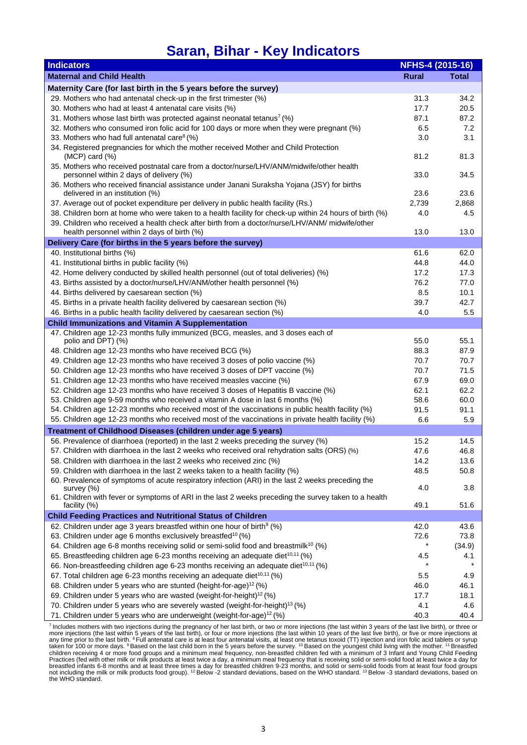# Saran, Bihar - Key Indicators

| Indicators | NFHS-4 (2015-16) | |
|---|---|---|
| **Maternal and Child Health** | **Rural** | **Total** |
| **Maternity Care (for last birth in the 5 years before the survey)** | | |
| 29. Mothers who had antenatal check-up in the first trimester (%) | 31.3 | 34.2 |
| 30. Mothers who had at least 4 antenatal care visits (%) | 17.7 | 20.5 |
| 31. Mothers whose last birth was protected against neonatal tetanus[7] (%) | 87.1 | 87.2 |
| 32. Mothers who consumed iron folic acid for 100 days or more when they were pregnant (%) | 6.5 | 7.2 |
| 33. Mothers who had full antenatal care[8] (%) | 3.0 | 3.1 |
| 34. Registered pregnancies for which the mother received Mother and Child Protection (MCP) card (%) | 81.2 | 81.3 |
| 35. Mothers who received postnatal care from a doctor/nurse/LHV/ANM/midwife/other health personnel within 2 days of delivery (%) | 33.0 | 34.5 |
| 36. Mothers who received financial assistance under Janani Suraksha Yojana (JSY) for births delivered in an institution (%) | 23.6 | 23.6 |
| 37. Average out of pocket expenditure per delivery in public health facility (Rs.) | 2,739 | 2,868 |
| 38. Children born at home who were taken to a health facility for check-up within 24 hours of birth (%) | 4.0 | 4.5 |
| 39. Children who received a health check after birth from a doctor/nurse/LHV/ANM/ midwife/other health personnel within 2 days of birth (%) | 13.0 | 13.0 |
| **Delivery Care (for births in the 5 years before the survey)** | | |
| 40. Institutional births (%) | 61.6 | 62.0 |
| 41. Institutional births in public facility (%) | 44.8 | 44.0 |
| 42. Home delivery conducted by skilled health personnel (out of total deliveries) (%) | 17.2 | 17.3 |
| 43. Births assisted by a doctor/nurse/LHV/ANM/other health personnel (%) | 76.2 | 77.0 |
| 44. Births delivered by caesarean section (%) | 8.5 | 10.1 |
| 45. Births in a private health facility delivered by caesarean section (%) | 39.7 | 42.7 |
| 46. Births in a public health facility delivered by caesarean section (%) | 4.0 | 5.5 |
| **Child Immunizations and Vitamin A Supplementation** | | |
| 47. Children age 12-23 months fully immunized (BCG, measles, and 3 doses each of polio and DPT) (%) | 55.0 | 55.1 |
| 48. Children age 12-23 months who have received BCG (%) | 88.3 | 87.9 |
| 49. Children age 12-23 months who have received 3 doses of polio vaccine (%) | 70.7 | 70.7 |
| 50. Children age 12-23 months who have received 3 doses of DPT vaccine (%) | 70.7 | 71.5 |
| 51. Children age 12-23 months who have received measles vaccine (%) | 67.9 | 69.0 |
| 52. Children age 12-23 months who have received 3 doses of Hepatitis B vaccine (%) | 62.1 | 62.2 |
| 53. Children age 9-59 months who received a vitamin A dose in last 6 months (%) | 58.6 | 60.0 |
| 54. Children age 12-23 months who received most of the vaccinations in public health facility (%) | 91.5 | 91.1 |
| 55. Children age 12-23 months who received most of the vaccinations in private health facility (%) | 6.6 | 5.9 |
| **Treatment of Childhood Diseases (children under age 5 years)** | | |
| 56. Prevalence of diarrhoea (reported) in the last 2 weeks preceding the survey (%) | 15.2 | 14.5 |
| 57. Children with diarrhoea in the last 2 weeks who received oral rehydration salts (ORS) (%) | 47.6 | 46.8 |
| 58. Children with diarrhoea in the last 2 weeks who received zinc (%) | 14.2 | 13.6 |
| 59. Children with diarrhoea in the last 2 weeks taken to a health facility (%) | 48.5 | 50.8 |
| 60. Prevalence of symptoms of acute respiratory infection (ARI) in the last 2 weeks preceding the survey (%) | 4.0 | 3.8 |
| 61. Children with fever or symptoms of ARI in the last 2 weeks preceding the survey taken to a health facility (%) | 49.1 | 51.6 |
| **Child Feeding Practices and Nutritional Status of Children** | | |
| 62. Children under age 3 years breastfed within one hour of birth[9] (%) | 42.0 | 43.6 |
| 63. Children under age 6 months exclusively breastfed[10] (%) | 72.6 | 73.8 |
| 64. Children age 6-8 months receiving solid or semi-solid food and breastmilk[10] (%) | * | (34.9) |
| 65. Breastfeeding children age 6-23 months receiving an adequate diet[10,11] (%) | 4.5 | 4.1 |
| 66. Non-breastfeeding children age 6-23 months receiving an adequate diet[10,11] (%) | * | * |
| 67. Total children age 6-23 months receiving an adequate diet[10,11] (%) | 5.5 | 4.9 |
| 68. Children under 5 years who are stunted (height-for-age)[12] (%) | 46.0 | 46.1 |
| 69. Children under 5 years who are wasted (weight-for-height)[12] (%) | 17.7 | 18.1 |
| 70. Children under 5 years who are severely wasted (weight-for-height)[13] (%) | 4.1 | 4.6 |
| 71. Children under 5 years who are underweight (weight-for-age)[12] (%) | 40.3 | 40.4 |

[7] Includes mothers with two injections during the pregnancy of her last birth, or two or more injections (the last within 3 years of the last live birth), or three or more injections (the last within 5 years of the last birth), or four or more injections (the last within 10 years of the last live birth), or five or more injections at any time prior to the last birth. [8] Full antenatal care is at least four antenatal visits, at least one tetanus toxoid (TT) injection and iron folic acid tablets or syrup taken for 100 or more days. [9] Based on the last child born in the 5 years before the survey. [10] Based on the youngest child living with the mother. [11] Breastfed children receiving 4 or more food groups and a minimum meal frequency, non-breastfed children fed with a minimum of 3 Infant and Young Child Feeding Practices (fed with other milk or milk products at least twice a day, a minimum meal frequency that is receiving solid or semi-solid food at least twice a day for breastfed infants 6-8 months and at least three times a day for breastfed children 9-23 months, and solid or semi-solid foods from at least four food groups not including the milk or milk products food group). [12] Below -2 standard deviations, based on the WHO standard. [13] Below -3 standard deviations, based on the WHO standard.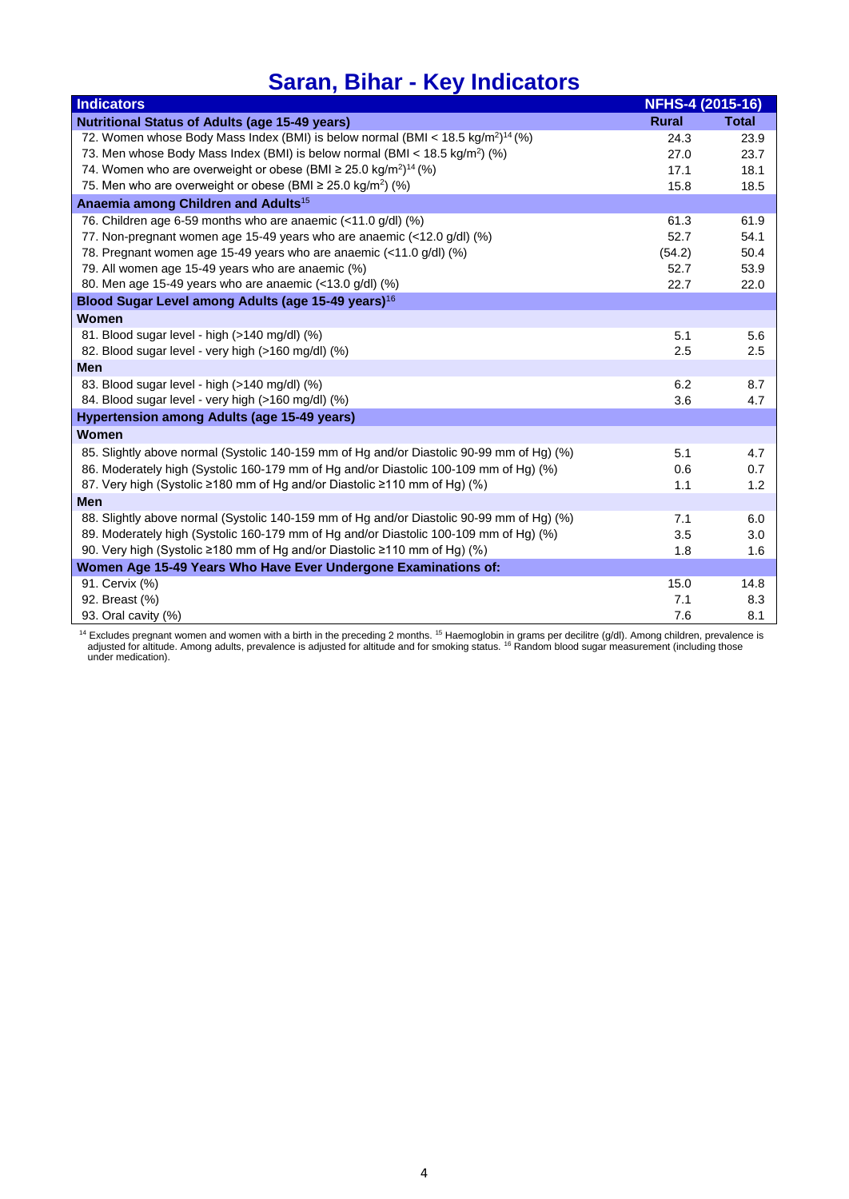# Saran, Bihar - Key Indicators

| Indicators | NFHS-4 (2015-16) | |
|---|---|---|
| **Nutritional Status of Adults (age 15-49 years)** | **Rural** | **Total** |
| 72. Women whose Body Mass Index (BMI) is below normal (BMI < 18.5 kg/m$^2$)[14] (%) | 24.3 | 23.9 |
| 73. Men whose Body Mass Index (BMI) is below normal (BMI < 18.5 kg/m$^2$) (%) | 27.0 | 23.7 |
| 74. Women who are overweight or obese (BMI ≥ 25.0 kg/m$^2$)[14] (%) | 17.1 | 18.1 |
| 75. Men who are overweight or obese (BMI ≥ 25.0 kg/m$^2$) (%) | 15.8 | 18.5 |
| **Anaemia among Children and Adults[15]** | | |
| 76. Children age 6-59 months who are anaemic (<11.0 g/dl) (%) | 61.3 | 61.9 |
| 77. Non-pregnant women age 15-49 years who are anaemic (<12.0 g/dl) (%) | 52.7 | 54.1 |
| 78. Pregnant women age 15-49 years who are anaemic (<11.0 g/dl) (%) | (54.2) | 50.4 |
| 79. All women age 15-49 years who are anaemic (%) | 52.7 | 53.9 |
| 80. Men age 15-49 years who are anaemic (<13.0 g/dl) (%) | 22.7 | 22.0 |
| **Blood Sugar Level among Adults (age 15-49 years)[16]** | | |
| **Women** | | |
| 81. Blood sugar level - high (>140 mg/dl) (%) | 5.1 | 5.6 |
| 82. Blood sugar level - very high (>160 mg/dl) (%) | 2.5 | 2.5 |
| **Men** | | |
| 83. Blood sugar level - high (>140 mg/dl) (%) | 6.2 | 8.7 |
| 84. Blood sugar level - very high (>160 mg/dl) (%) | 3.6 | 4.7 |
| **Hypertension among Adults (age 15-49 years)** | | |
| **Women** | | |
| 85. Slightly above normal (Systolic 140-159 mm of Hg and/or Diastolic 90-99 mm of Hg) (%) | 5.1 | 4.7 |
| 86. Moderately high (Systolic 160-179 mm of Hg and/or Diastolic 100-109 mm of Hg) (%) | 0.6 | 0.7 |
| 87. Very high (Systolic ≥180 mm of Hg and/or Diastolic ≥110 mm of Hg) (%) | 1.1 | 1.2 |
| **Men** | | |
| 88. Slightly above normal (Systolic 140-159 mm of Hg and/or Diastolic 90-99 mm of Hg) (%) | 7.1 | 6.0 |
| 89. Moderately high (Systolic 160-179 mm of Hg and/or Diastolic 100-109 mm of Hg) (%) | 3.5 | 3.0 |
| 90. Very high (Systolic ≥180 mm of Hg and/or Diastolic ≥110 mm of Hg) (%) | 1.8 | 1.6 |
| **Women Age 15-49 Years Who Have Ever Undergone Examinations of:** | | |
| 91. Cervix (%) | 15.0 | 14.8 |
| 92. Breast (%) | 7.1 | 8.3 |
| 93. Oral cavity (%) | 7.6 | 8.1 |

[14] Excludes pregnant women and women with a birth in the preceding 2 months. [15] Haemoglobin in grams per decilitre (g/dl). Among children, prevalence is adjusted for altitude. Among adults, prevalence is adjusted for altitude and for smoking status. [16] Random blood sugar measurement (including those under medication).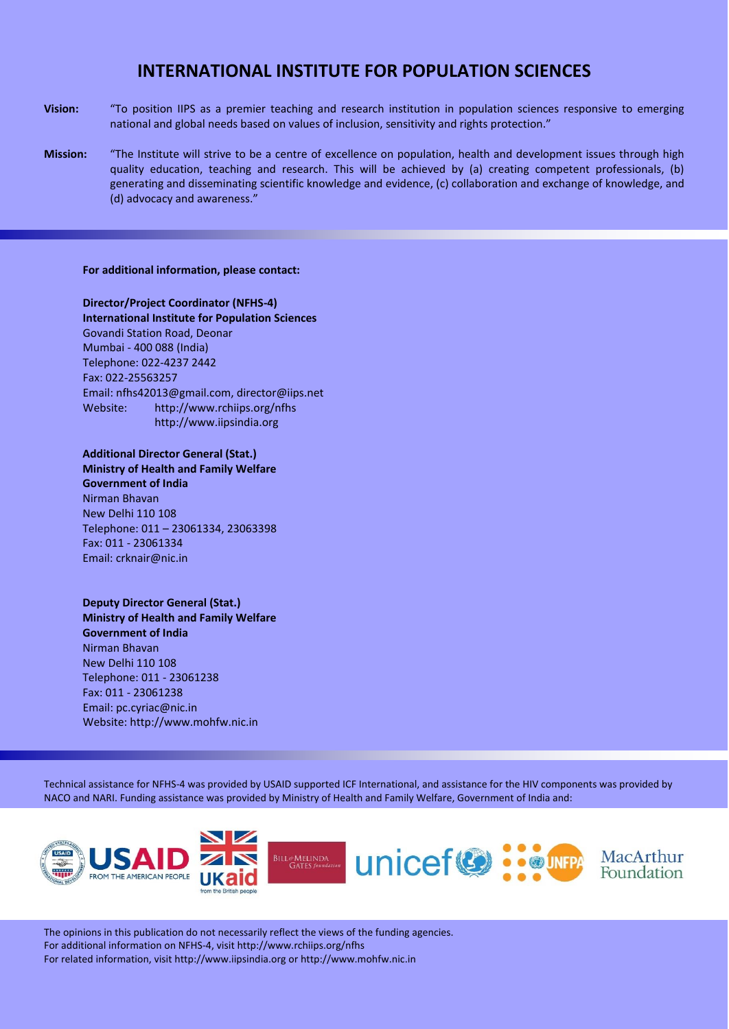# INTERNATIONAL INSTITUTE FOR POPULATION SCIENCES

**Vision:** "To position IIPS as a premier teaching and research institution in population sciences responsive to emerging national and global needs based on values of inclusion, sensitivity and rights protection."

**Mission:** "The Institute will strive to be a centre of excellence on population, health and development issues through high quality education, teaching and research. This will be achieved by (a) creating competent professionals, (b) generating and disseminating scientific knowledge and evidence, (c) collaboration and exchange of knowledge, and (d) advocacy and awareness."

**For additional information, please contact:**

**Director/Project Coordinator (NFHS-4)**
**International Institute for Population Sciences**
Govandi Station Road, Deonar
Mumbai - 400 088 (India)
Telephone: 022-4237 2442
Fax: 022-25563257
Email: nfhs42013@gmail.com, director@iips.net
Website: http://www.rchiips.org/nfhs
http://www.iipsindia.org

**Additional Director General (Stat.)**
**Ministry of Health and Family Welfare**
**Government of India**
Nirman Bhavan
New Delhi 110 108
Telephone: 011 – 23061334, 23063398
Fax: 011 - 23061334
Email: crknair@nic.in

**Deputy Director General (Stat.)**
**Ministry of Health and Family Welfare**
**Government of India**
Nirman Bhavan
New Delhi 110 108
Telephone: 011 - 23061238
Fax: 011 - 23061238
Email: pc.cyriac@nic.in
Website: http://www.mohfw.nic.in

Technical assistance for NFHS-4 was provided by USAID supported ICF International, and assistance for the HIV components was provided by NACO and NARI. Funding assistance was provided by Ministry of Health and Family Welfare, Government of India and:

USAID FROM THE AMERICAN PEOPLE | UKaid from the British people | BILL & MELINDA GATES foundation | unicef | UNFPA | MacArthur Foundation

The opinions in this publication do not necessarily reflect the views of the funding agencies.
For additional information on NFHS-4, visit http://www.rchiips.org/nfhs
For related information, visit http://www.iipsindia.org or http://www.mohfw.nic.in